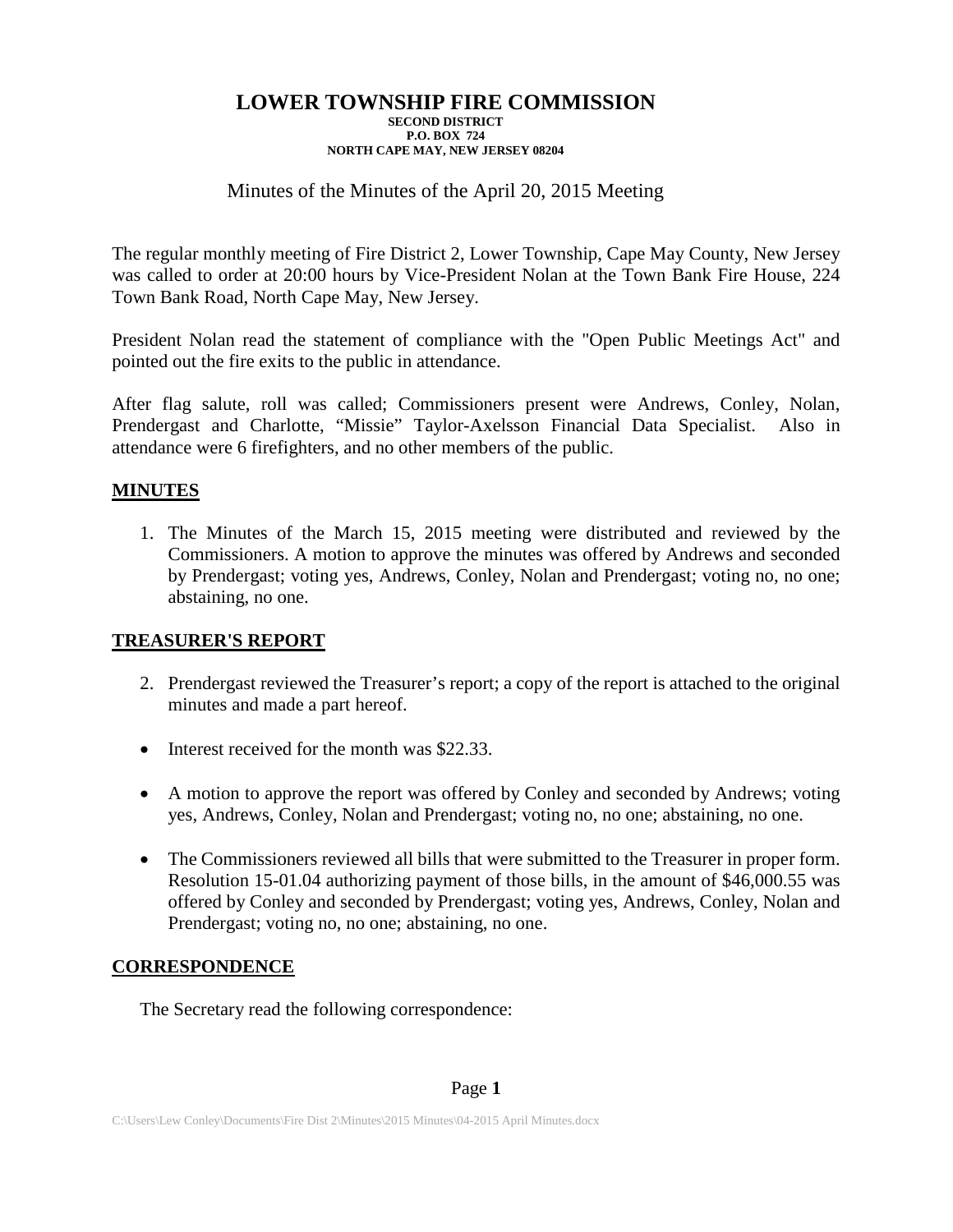# LOWER TOWNSHIP FIRE COMMISSION

**SECOND DISTRICT**
**P.O. BOX 724**
**NORTH CAPE MAY, NEW JERSEY 08204**

Minutes of the Minutes of the April 20, 2015 Meeting

The regular monthly meeting of Fire District 2, Lower Township, Cape May County, New Jersey was called to order at 20:00 hours by Vice-President Nolan at the Town Bank Fire House, 224 Town Bank Road, North Cape May, New Jersey.

President Nolan read the statement of compliance with the "Open Public Meetings Act" and pointed out the fire exits to the public in attendance.

After flag salute, roll was called; Commissioners present were Andrews, Conley, Nolan, Prendergast and Charlotte, "Missie" Taylor-Axelsson Financial Data Specialist. Also in attendance were 6 firefighters, and no other members of the public.

## MINUTES

1. The Minutes of the March 15, 2015 meeting were distributed and reviewed by the Commissioners. A motion to approve the minutes was offered by Andrews and seconded by Prendergast; voting yes, Andrews, Conley, Nolan and Prendergast; voting no, no one; abstaining, no one.

## TREASURER'S REPORT

2. Prendergast reviewed the Treasurer's report; a copy of the report is attached to the original minutes and made a part hereof.

- Interest received for the month was $22.33.

- A motion to approve the report was offered by Conley and seconded by Andrews; voting yes, Andrews, Conley, Nolan and Prendergast; voting no, no one; abstaining, no one.

- The Commissioners reviewed all bills that were submitted to the Treasurer in proper form. Resolution 15-01.04 authorizing payment of those bills, in the amount of $46,000.55 was offered by Conley and seconded by Prendergast; voting yes, Andrews, Conley, Nolan and Prendergast; voting no, no one; abstaining, no one.

## CORRESPONDENCE

The Secretary read the following correspondence: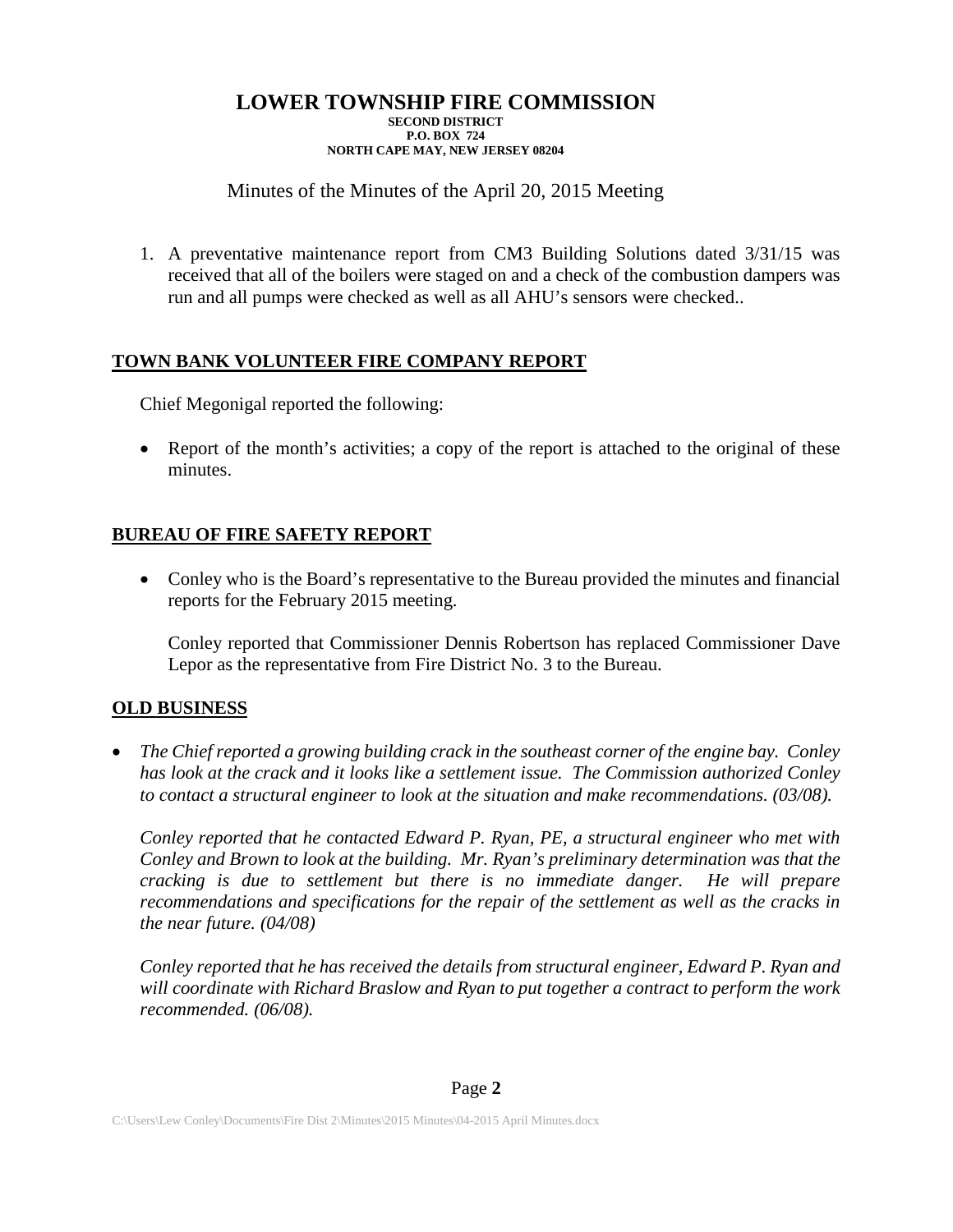# LOWER TOWNSHIP FIRE COMMISSION

**SECOND DISTRICT**
**P.O. BOX 724**
**NORTH CAPE MAY, NEW JERSEY 08204**

Minutes of the Minutes of the April 20, 2015 Meeting

1. A preventative maintenance report from CM3 Building Solutions dated 3/31/15 was received that all of the boilers were staged on and a check of the combustion dampers was run and all pumps were checked as well as all AHU's sensors were checked..

## TOWN BANK VOLUNTEER FIRE COMPANY REPORT

Chief Megonigal reported the following:

- Report of the month's activities; a copy of the report is attached to the original of these minutes.

## BUREAU OF FIRE SAFETY REPORT

- Conley who is the Board's representative to the Bureau provided the minutes and financial reports for the February 2015 meeting.

  Conley reported that Commissioner Dennis Robertson has replaced Commissioner Dave Lepor as the representative from Fire District No. 3 to the Bureau.

## OLD BUSINESS

- *The Chief reported a growing building crack in the southeast corner of the engine bay. Conley has look at the crack and it looks like a settlement issue. The Commission authorized Conley to contact a structural engineer to look at the situation and make recommendations. (03/08).*

  *Conley reported that he contacted Edward P. Ryan, PE, a structural engineer who met with Conley and Brown to look at the building. Mr. Ryan's preliminary determination was that the cracking is due to settlement but there is no immediate danger. He will prepare recommendations and specifications for the repair of the settlement as well as the cracks in the near future. (04/08)*

  *Conley reported that he has received the details from structural engineer, Edward P. Ryan and will coordinate with Richard Braslow and Ryan to put together a contract to perform the work recommended. (06/08).*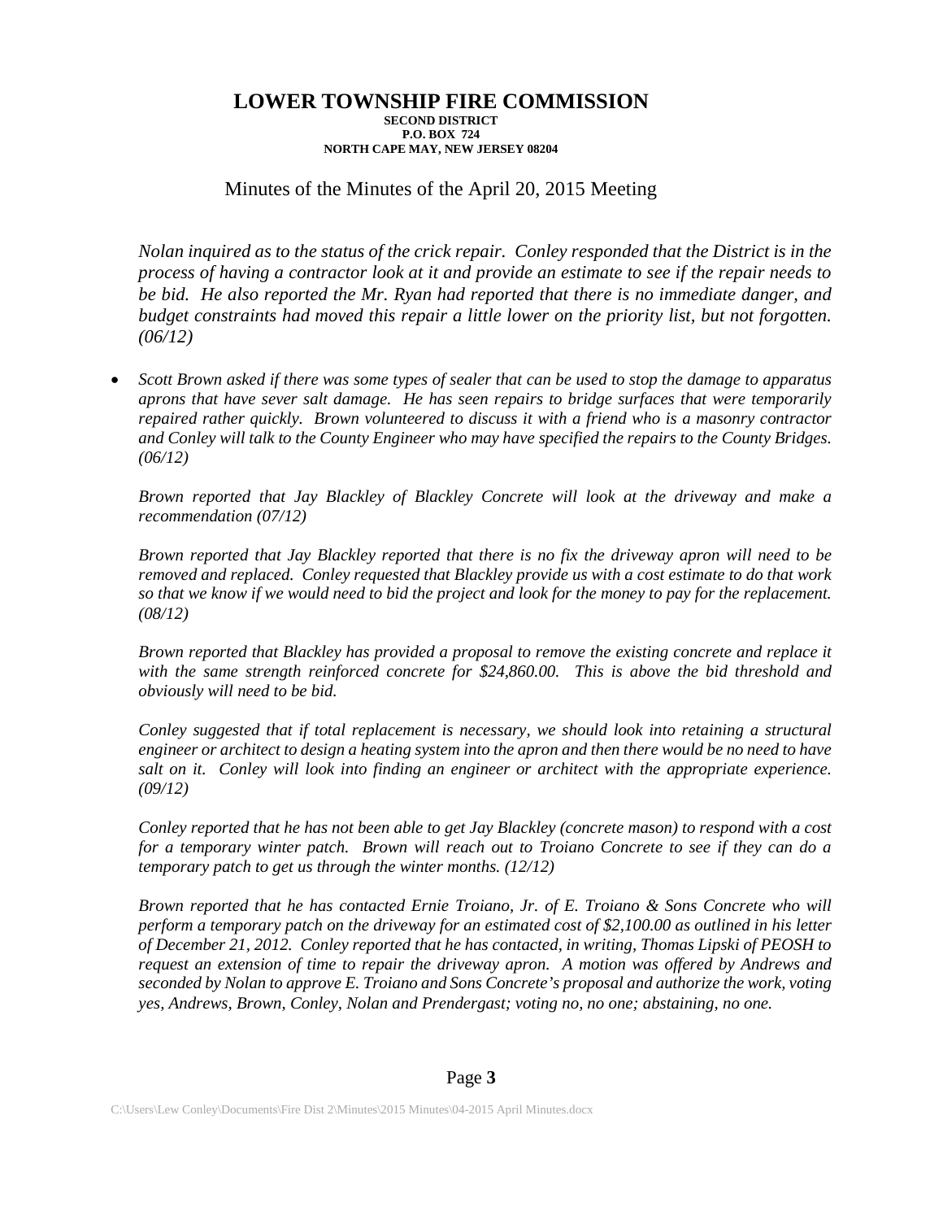# LOWER TOWNSHIP FIRE COMMISSION

**SECOND DISTRICT**
**P.O. BOX 724**
**NORTH CAPE MAY, NEW JERSEY 08204**

Minutes of the Minutes of the April 20, 2015 Meeting

*Nolan inquired as to the status of the crick repair. Conley responded that the District is in the process of having a contractor look at it and provide an estimate to see if the repair needs to be bid. He also reported the Mr. Ryan had reported that there is no immediate danger, and budget constraints had moved this repair a little lower on the priority list, but not forgotten. (06/12)*

- *Scott Brown asked if there was some types of sealer that can be used to stop the damage to apparatus aprons that have sever salt damage. He has seen repairs to bridge surfaces that were temporarily repaired rather quickly. Brown volunteered to discuss it with a friend who is a masonry contractor and Conley will talk to the County Engineer who may have specified the repairs to the County Bridges. (06/12)*

*Brown reported that Jay Blackley of Blackley Concrete will look at the driveway and make a recommendation (07/12)*

*Brown reported that Jay Blackley reported that there is no fix the driveway apron will need to be removed and replaced. Conley requested that Blackley provide us with a cost estimate to do that work so that we know if we would need to bid the project and look for the money to pay for the replacement. (08/12)*

*Brown reported that Blackley has provided a proposal to remove the existing concrete and replace it with the same strength reinforced concrete for $24,860.00. This is above the bid threshold and obviously will need to be bid.*

*Conley suggested that if total replacement is necessary, we should look into retaining a structural engineer or architect to design a heating system into the apron and then there would be no need to have salt on it. Conley will look into finding an engineer or architect with the appropriate experience. (09/12)*

*Conley reported that he has not been able to get Jay Blackley (concrete mason) to respond with a cost for a temporary winter patch. Brown will reach out to Troiano Concrete to see if they can do a temporary patch to get us through the winter months. (12/12)*

*Brown reported that he has contacted Ernie Troiano, Jr. of E. Troiano & Sons Concrete who will perform a temporary patch on the driveway for an estimated cost of $2,100.00 as outlined in his letter of December 21, 2012. Conley reported that he has contacted, in writing, Thomas Lipski of PEOSH to request an extension of time to repair the driveway apron. A motion was offered by Andrews and seconded by Nolan to approve E. Troiano and Sons Concrete's proposal and authorize the work, voting yes, Andrews, Brown, Conley, Nolan and Prendergast; voting no, no one; abstaining, no one.*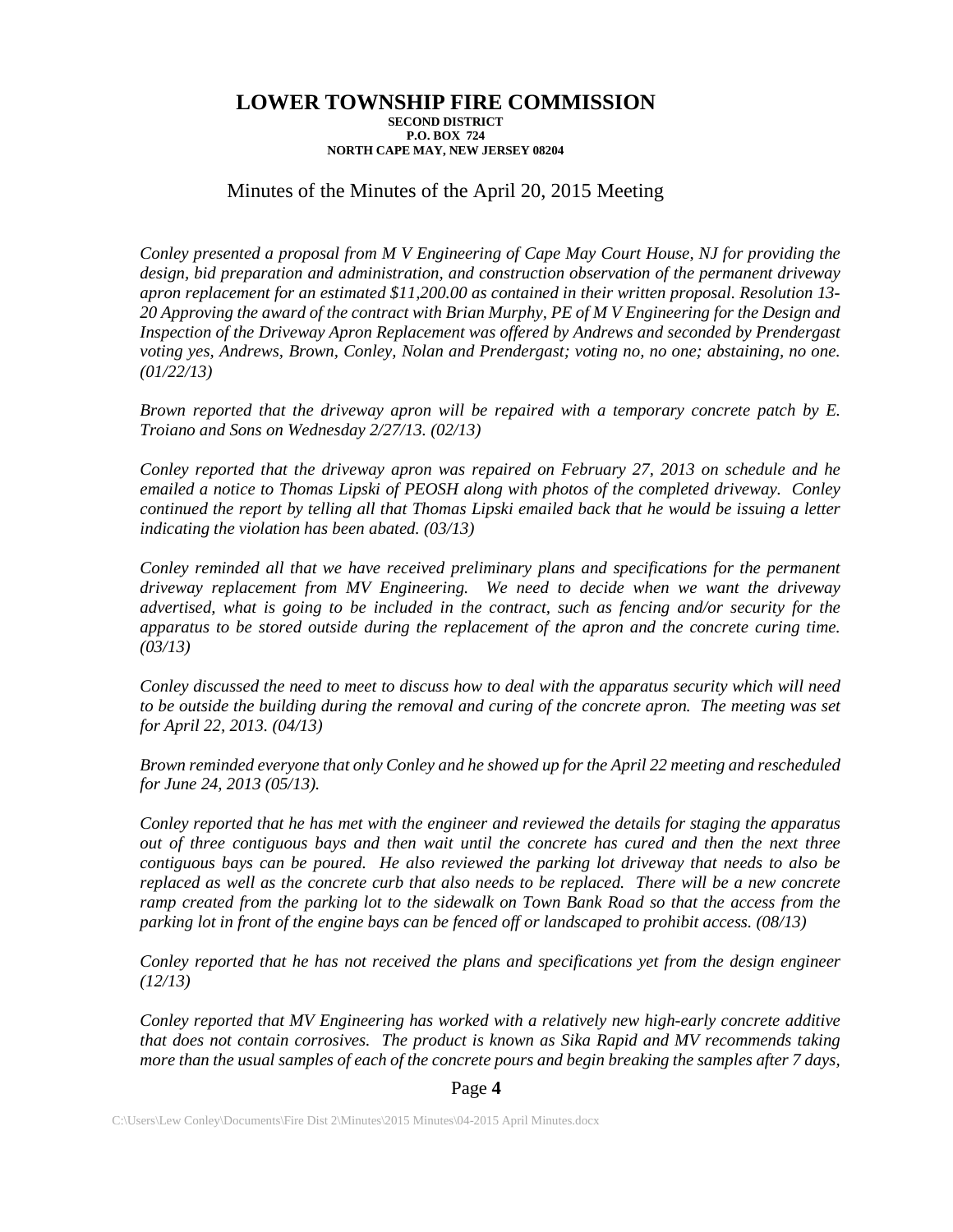# LOWER TOWNSHIP FIRE COMMISSION

**SECOND DISTRICT**
**P.O. BOX 724**
**NORTH CAPE MAY, NEW JERSEY 08204**

Minutes of the Minutes of the April 20, 2015 Meeting

*Conley presented a proposal from M V Engineering of Cape May Court House, NJ for providing the design, bid preparation and administration, and construction observation of the permanent driveway apron replacement for an estimated $11,200.00 as contained in their written proposal. Resolution 13-20 Approving the award of the contract with Brian Murphy, PE of M V Engineering for the Design and Inspection of the Driveway Apron Replacement was offered by Andrews and seconded by Prendergast voting yes, Andrews, Brown, Conley, Nolan and Prendergast; voting no, no one; abstaining, no one. (01/22/13)*

*Brown reported that the driveway apron will be repaired with a temporary concrete patch by E. Troiano and Sons on Wednesday 2/27/13. (02/13)*

*Conley reported that the driveway apron was repaired on February 27, 2013 on schedule and he emailed a notice to Thomas Lipski of PEOSH along with photos of the completed driveway. Conley continued the report by telling all that Thomas Lipski emailed back that he would be issuing a letter indicating the violation has been abated. (03/13)*

*Conley reminded all that we have received preliminary plans and specifications for the permanent driveway replacement from MV Engineering. We need to decide when we want the driveway advertised, what is going to be included in the contract, such as fencing and/or security for the apparatus to be stored outside during the replacement of the apron and the concrete curing time. (03/13)*

*Conley discussed the need to meet to discuss how to deal with the apparatus security which will need to be outside the building during the removal and curing of the concrete apron. The meeting was set for April 22, 2013. (04/13)*

*Brown reminded everyone that only Conley and he showed up for the April 22 meeting and rescheduled for June 24, 2013 (05/13).*

*Conley reported that he has met with the engineer and reviewed the details for staging the apparatus out of three contiguous bays and then wait until the concrete has cured and then the next three contiguous bays can be poured. He also reviewed the parking lot driveway that needs to also be replaced as well as the concrete curb that also needs to be replaced. There will be a new concrete ramp created from the parking lot to the sidewalk on Town Bank Road so that the access from the parking lot in front of the engine bays can be fenced off or landscaped to prohibit access. (08/13)*

*Conley reported that he has not received the plans and specifications yet from the design engineer (12/13)*

*Conley reported that MV Engineering has worked with a relatively new high-early concrete additive that does not contain corrosives. The product is known as Sika Rapid and MV recommends taking more than the usual samples of each of the concrete pours and begin breaking the samples after 7 days,*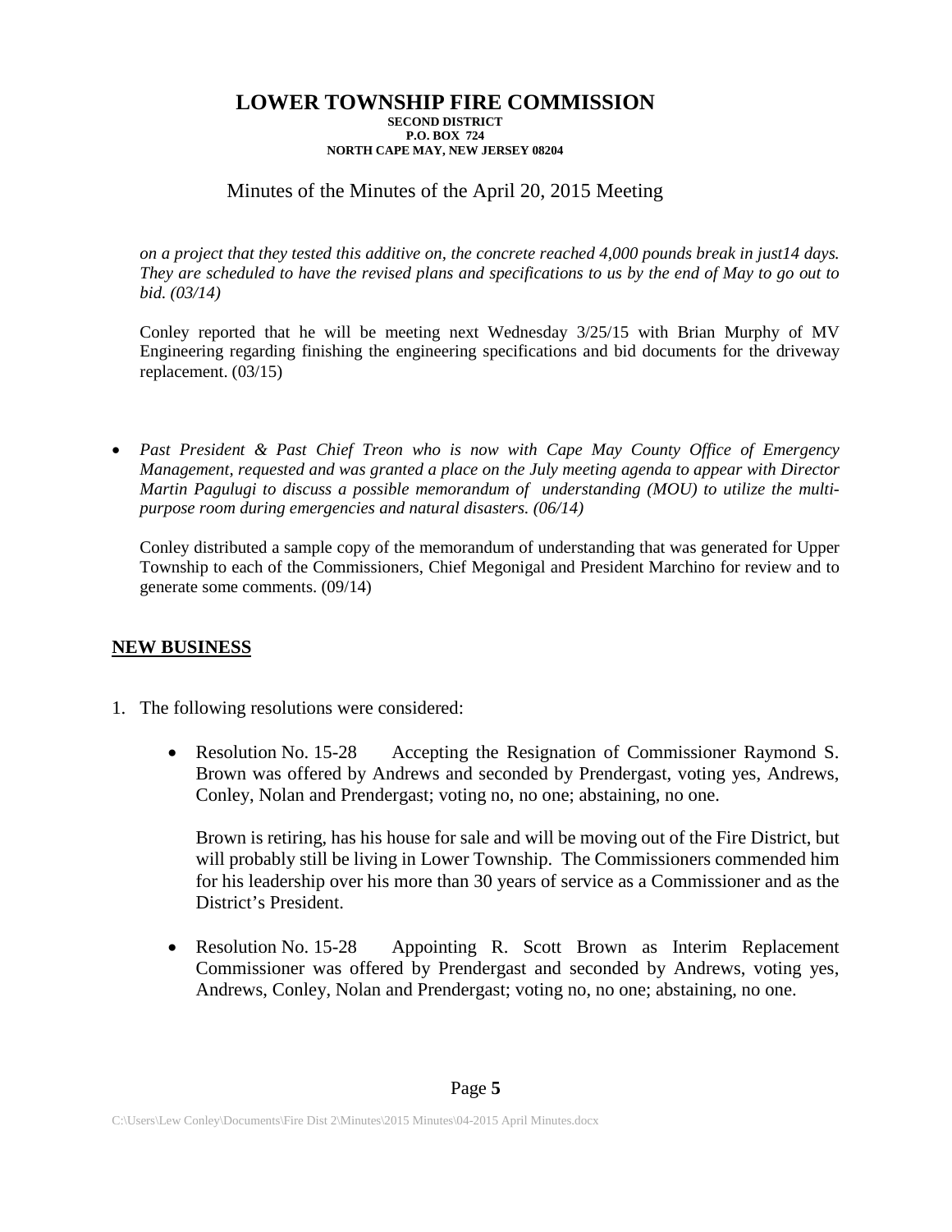*on a project that they tested this additive on, the concrete reached 4,000 pounds break in just14 days. They are scheduled to have the revised plans and specifications to us by the end of May to go out to bid. (03/14)*

Conley reported that he will be meeting next Wednesday 3/25/15 with Brian Murphy of MV Engineering regarding finishing the engineering specifications and bid documents for the driveway replacement. (03/15)

- *Past President & Past Chief Treon who is now with Cape May County Office of Emergency Management, requested and was granted a place on the July meeting agenda to appear with Director Martin Pagulugi to discuss a possible memorandum of understanding (MOU) to utilize the multi-purpose room during emergencies and natural disasters. (06/14)*

  Conley distributed a sample copy of the memorandum of understanding that was generated for Upper Township to each of the Commissioners, Chief Megonigal and President Marchino for review and to generate some comments. (09/14)

## NEW BUSINESS

1. The following resolutions were considered:

   - Resolution No. 15-28 Accepting the Resignation of Commissioner Raymond S. Brown was offered by Andrews and seconded by Prendergast, voting yes, Andrews, Conley, Nolan and Prendergast; voting no, no one; abstaining, no one.

     Brown is retiring, has his house for sale and will be moving out of the Fire District, but will probably still be living in Lower Township. The Commissioners commended him for his leadership over his more than 30 years of service as a Commissioner and as the District's President.

   - Resolution No. 15-28 Appointing R. Scott Brown as Interim Replacement Commissioner was offered by Prendergast and seconded by Andrews, voting yes, Andrews, Conley, Nolan and Prendergast; voting no, no one; abstaining, no one.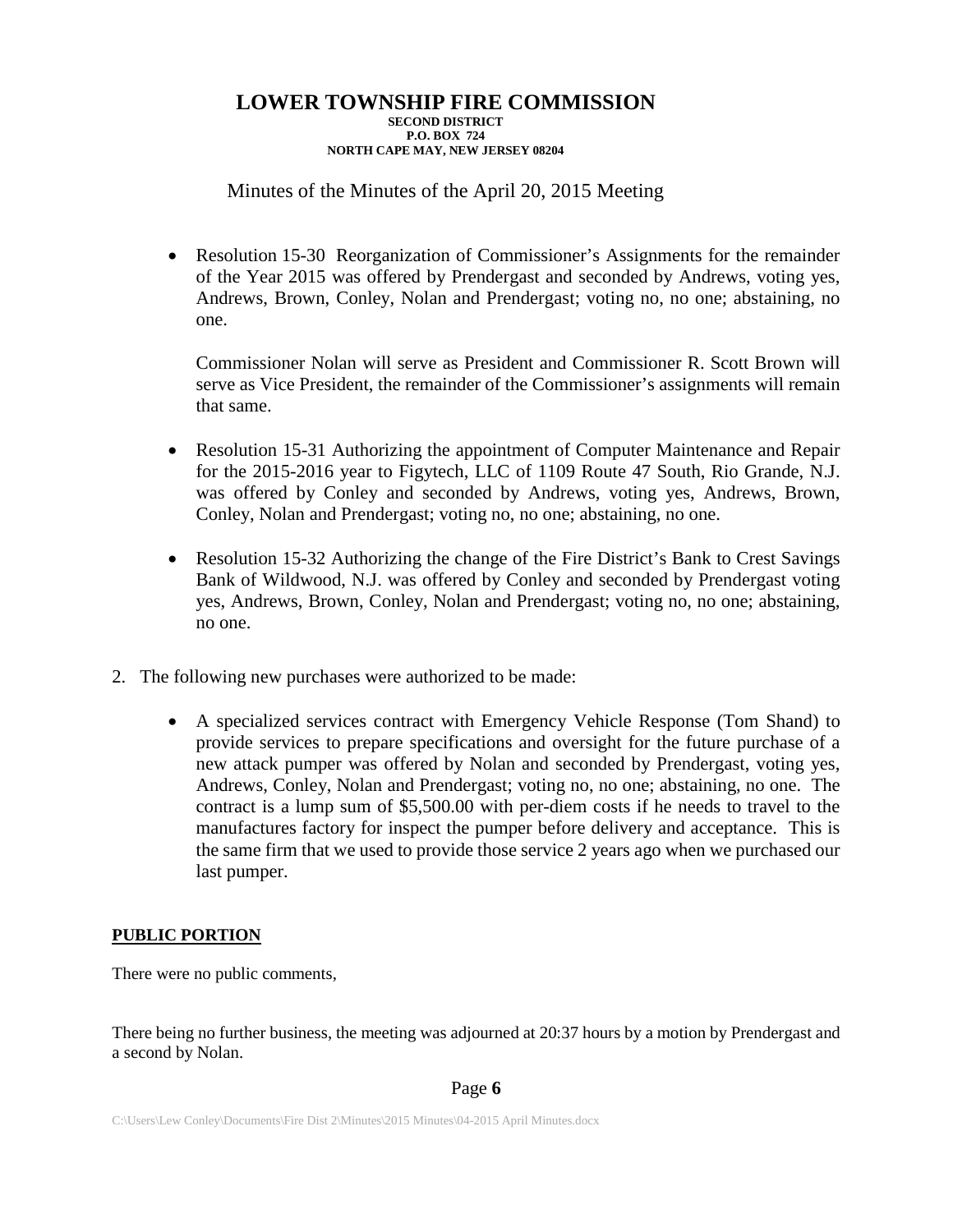# LOWER TOWNSHIP FIRE COMMISSION

**SECOND DISTRICT**
**P.O. BOX 724**
**NORTH CAPE MAY, NEW JERSEY 08204**

Minutes of the Minutes of the April 20, 2015 Meeting

- Resolution 15-30 Reorganization of Commissioner's Assignments for the remainder of the Year 2015 was offered by Prendergast and seconded by Andrews, voting yes, Andrews, Brown, Conley, Nolan and Prendergast; voting no, no one; abstaining, no one.

  Commissioner Nolan will serve as President and Commissioner R. Scott Brown will serve as Vice President, the remainder of the Commissioner's assignments will remain that same.

- Resolution 15-31 Authorizing the appointment of Computer Maintenance and Repair for the 2015-2016 year to Figytech, LLC of 1109 Route 47 South, Rio Grande, N.J. was offered by Conley and seconded by Andrews, voting yes, Andrews, Brown, Conley, Nolan and Prendergast; voting no, no one; abstaining, no one.

- Resolution 15-32 Authorizing the change of the Fire District's Bank to Crest Savings Bank of Wildwood, N.J. was offered by Conley and seconded by Prendergast voting yes, Andrews, Brown, Conley, Nolan and Prendergast; voting no, no one; abstaining, no one.

2. The following new purchases were authorized to be made:

   - A specialized services contract with Emergency Vehicle Response (Tom Shand) to provide services to prepare specifications and oversight for the future purchase of a new attack pumper was offered by Nolan and seconded by Prendergast, voting yes, Andrews, Conley, Nolan and Prendergast; voting no, no one; abstaining, no one. The contract is a lump sum of $5,500.00 with per-diem costs if he needs to travel to the manufactures factory for inspect the pumper before delivery and acceptance. This is the same firm that we used to provide those service 2 years ago when we purchased our last pumper.

**PUBLIC PORTION**

There were no public comments,

There being no further business, the meeting was adjourned at 20:37 hours by a motion by Prendergast and a second by Nolan.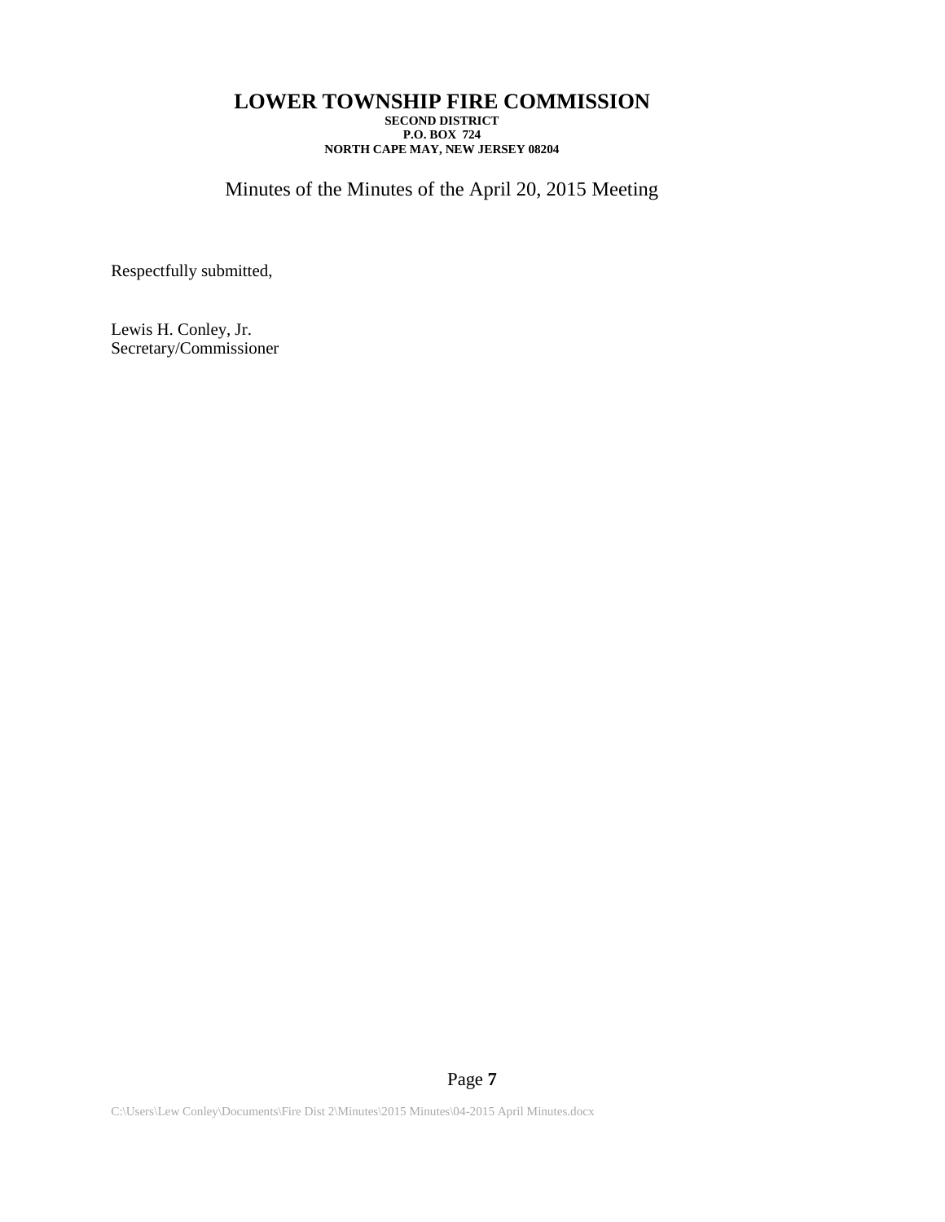Respectfully submitted,

Lewis H. Conley, Jr.
Secretary/Commissioner